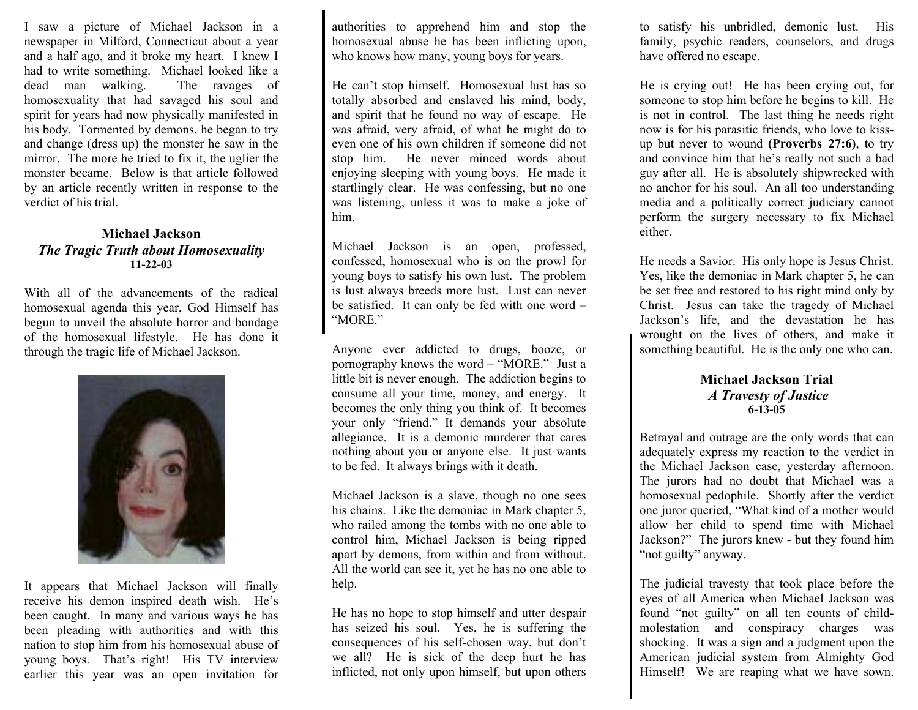I saw a picture of Michael Jackson in a newspaper in Milford, Connecticut about a year and a half ago, and it broke my heart. I knew I had to write something. Michael looked like a dead man walking. The ravages of homosexuality that had savaged his soul and spirit for years had now physically manifested in his body. Tormented by demons, he began to try and change (dress up) the monster he saw in the mirror. The more he tried to fix it, the uglier the monster became. Below is that article followed by an article recently written in response to the verdict of his trial.

## Michael Jackson
### *The Tragic Truth about Homosexuality*
**11-22-03**

With all of the advancements of the radical homosexual agenda this year, God Himself has begun to unveil the absolute horror and bondage of the homosexual lifestyle. He has done it through the tragic life of Michael Jackson.

It appears that Michael Jackson will finally receive his demon inspired death wish. He's been caught. In many and various ways he has been pleading with authorities and with this nation to stop him from his homosexual abuse of young boys. That's right! His TV interview earlier this year was an open invitation for authorities to apprehend him and stop the homosexual abuse he has been inflicting upon, who knows how many, young boys for years.

He can't stop himself. Homosexual lust has so totally absorbed and enslaved his mind, body, and spirit that he found no way of escape. He was afraid, very afraid, of what he might do to even one of his own children if someone did not stop him. He never minced words about enjoying sleeping with young boys. He made it startlingly clear. He was confessing, but no one was listening, unless it was to make a joke of him.

Michael Jackson is an open, professed, confessed, homosexual who is on the prowl for young boys to satisfy his own lust. The problem is lust always breeds more lust. Lust can never be satisfied. It can only be fed with one word – "MORE."

Anyone ever addicted to drugs, booze, or pornography knows the word – "MORE." Just a little bit is never enough. The addiction begins to consume all your time, money, and energy. It becomes the only thing you think of. It becomes your only "friend." It demands your absolute allegiance. It is a demonic murderer that cares nothing about you or anyone else. It just wants to be fed. It always brings with it death.

Michael Jackson is a slave, though no one sees his chains. Like the demoniac in Mark chapter 5, who railed among the tombs with no one able to control him, Michael Jackson is being ripped apart by demons, from within and from without. All the world can see it, yet he has no one able to help.

He has no hope to stop himself and utter despair has seized his soul. Yes, he is suffering the consequences of his self-chosen way, but don't we all? He is sick of the deep hurt he has inflicted, not only upon himself, but upon others to satisfy his unbridled, demonic lust. His family, psychic readers, counselors, and drugs have offered no escape.

He is crying out! He has been crying out, for someone to stop him before he begins to kill. He is not in control. The last thing he needs right now is for his parasitic friends, who love to kiss-up but never to wound **(Proverbs 27:6)**, to try and convince him that he's really not such a bad guy after all. He is absolutely shipwrecked with no anchor for his soul. An all too understanding media and a politically correct judiciary cannot perform the surgery necessary to fix Michael either.

He needs a Savior. His only hope is Jesus Christ. Yes, like the demoniac in Mark chapter 5, he can be set free and restored to his right mind only by Christ. Jesus can take the tragedy of Michael Jackson's life, and the devastation he has wrought on the lives of others, and make it something beautiful. He is the only one who can.

## Michael Jackson Trial
### *A Travesty of Justice*
**6-13-05**

Betrayal and outrage are the only words that can adequately express my reaction to the verdict in the Michael Jackson case, yesterday afternoon. The jurors had no doubt that Michael was a homosexual pedophile. Shortly after the verdict one juror queried, "What kind of a mother would allow her child to spend time with Michael Jackson?" The jurors knew - but they found him "not guilty" anyway.

The judicial travesty that took place before the eyes of all America when Michael Jackson was found "not guilty" on all ten counts of child-molestation and conspiracy charges was shocking. It was a sign and a judgment upon the American judicial system from Almighty God Himself! We are reaping what we have sown.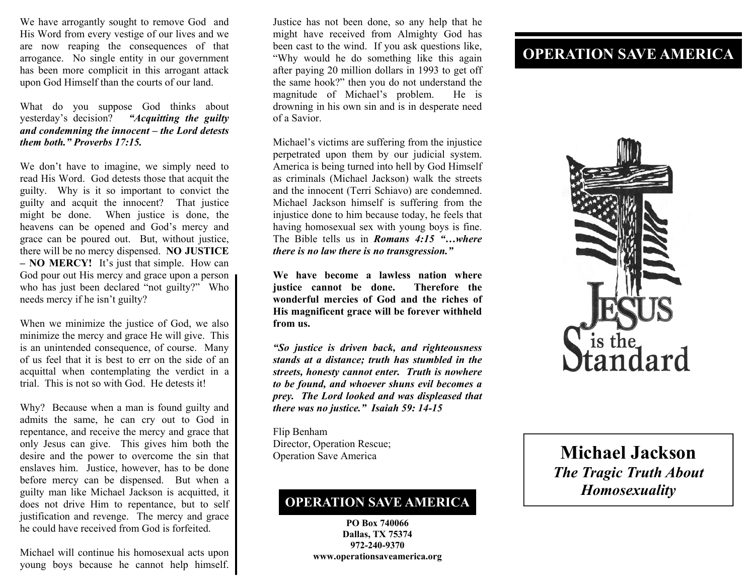We have arrogantly sought to remove God and His Word from every vestige of our lives and we are now reaping the consequences of that arrogance. No single entity in our government has been more complicit in this arrogant attack upon God Himself than the courts of our land.

What do you suppose God thinks about yesterday's decision? ***"Acquitting the guilty and condemning the innocent – the Lord detests them both." Proverbs 17:15.***

We don't have to imagine, we simply need to read His Word. God detests those that acquit the guilty. Why is it so important to convict the guilty and acquit the innocent? That justice might be done. When justice is done, the heavens can be opened and God's mercy and grace can be poured out. But, without justice, there will be no mercy dispensed. **NO JUSTICE – NO MERCY!** It's just that simple. How can God pour out His mercy and grace upon a person who has just been declared "not guilty?" Who needs mercy if he isn't guilty?

When we minimize the justice of God, we also minimize the mercy and grace He will give. This is an unintended consequence, of course. Many of us feel that it is best to err on the side of an acquittal when contemplating the verdict in a trial. This is not so with God. He detests it!

Why? Because when a man is found guilty and admits the same, he can cry out to God in repentance, and receive the mercy and grace that only Jesus can give. This gives him both the desire and the power to overcome the sin that enslaves him. Justice, however, has to be done before mercy can be dispensed. But when a guilty man like Michael Jackson is acquitted, it does not drive Him to repentance, but to self justification and revenge. The mercy and grace he could have received from God is forfeited.

Michael will continue his homosexual acts upon young boys because he cannot help himself. Justice has not been done, so any help that he might have received from Almighty God has been cast to the wind. If you ask questions like, "Why would he do something like this again after paying 20 million dollars in 1993 to get off the same hook?" then you do not understand the magnitude of Michael's problem. He is drowning in his own sin and is in desperate need of a Savior.

Michael's victims are suffering from the injustice perpetrated upon them by our judicial system. America is being turned into hell by God Himself as criminals (Michael Jackson) walk the streets and the innocent (Terri Schiavo) are condemned. Michael Jackson himself is suffering from the injustice done to him because today, he feels that having homosexual sex with young boys is fine. The Bible tells us in ***Romans 4:15 "…where there is no law there is no transgression."***

**We have become a lawless nation where justice cannot be done. Therefore the wonderful mercies of God and the riches of His magnificent grace will be forever withheld from us.**

***"So justice is driven back, and righteousness stands at a distance; truth has stumbled in the streets, honesty cannot enter. Truth is nowhere to be found, and whoever shuns evil becomes a prey. The Lord looked and was displeased that there was no justice." Isaiah 59: 14-15***

Flip Benham
Director, Operation Rescue;
Operation Save America

**OPERATION SAVE AMERICA**

**PO Box 740066**
**Dallas, TX 75374**
**972-240-9370**
**www.operationsaveamerica.org**

# OPERATION SAVE AMERICA

JESUS is the Standard

# Michael Jackson

***The Tragic Truth About Homosexuality***